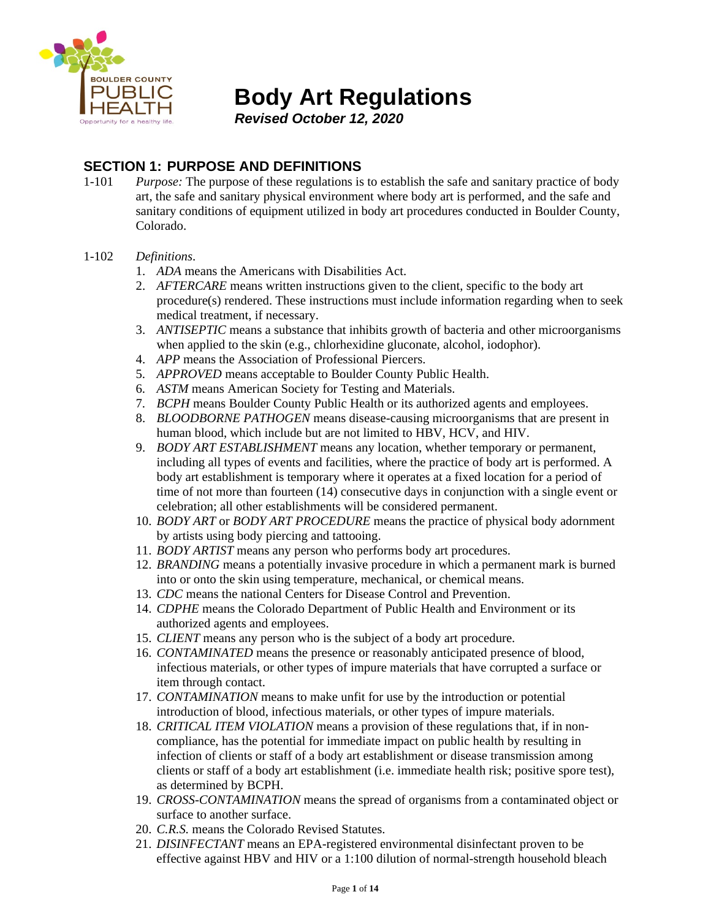# Body Art Regulations

***Revised October 12, 2020***

## SECTION 1: PURPOSE AND DEFINITIONS

1-101 *Purpose:* The purpose of these regulations is to establish the safe and sanitary practice of body art, the safe and sanitary physical environment where body art is performed, and the safe and sanitary conditions of equipment utilized in body art procedures conducted in Boulder County, Colorado.

1-102 *Definitions*.

1. *ADA* means the Americans with Disabilities Act.
2. *AFTERCARE* means written instructions given to the client, specific to the body art procedure(s) rendered. These instructions must include information regarding when to seek medical treatment, if necessary.
3. *ANTISEPTIC* means a substance that inhibits growth of bacteria and other microorganisms when applied to the skin (e.g., chlorhexidine gluconate, alcohol, iodophor).
4. *APP* means the Association of Professional Piercers.
5. *APPROVED* means acceptable to Boulder County Public Health.
6. *ASTM* means American Society for Testing and Materials.
7. *BCPH* means Boulder County Public Health or its authorized agents and employees.
8. *BLOODBORNE PATHOGEN* means disease-causing microorganisms that are present in human blood, which include but are not limited to HBV, HCV, and HIV.
9. *BODY ART ESTABLISHMENT* means any location, whether temporary or permanent, including all types of events and facilities, where the practice of body art is performed. A body art establishment is temporary where it operates at a fixed location for a period of time of not more than fourteen (14) consecutive days in conjunction with a single event or celebration; all other establishments will be considered permanent.
10. *BODY ART* or *BODY ART PROCEDURE* means the practice of physical body adornment by artists using body piercing and tattooing.
11. *BODY ARTIST* means any person who performs body art procedures.
12. *BRANDING* means a potentially invasive procedure in which a permanent mark is burned into or onto the skin using temperature, mechanical, or chemical means.
13. *CDC* means the national Centers for Disease Control and Prevention.
14. *CDPHE* means the Colorado Department of Public Health and Environment or its authorized agents and employees.
15. *CLIENT* means any person who is the subject of a body art procedure.
16. *CONTAMINATED* means the presence or reasonably anticipated presence of blood, infectious materials, or other types of impure materials that have corrupted a surface or item through contact.
17. *CONTAMINATION* means to make unfit for use by the introduction or potential introduction of blood, infectious materials, or other types of impure materials.
18. *CRITICAL ITEM VIOLATION* means a provision of these regulations that, if in non-compliance, has the potential for immediate impact on public health by resulting in infection of clients or staff of a body art establishment or disease transmission among clients or staff of a body art establishment (i.e. immediate health risk; positive spore test), as determined by BCPH.
19. *CROSS-CONTAMINATION* means the spread of organisms from a contaminated object or surface to another surface.
20. *C.R.S.* means the Colorado Revised Statutes.
21. *DISINFECTANT* means an EPA-registered environmental disinfectant proven to be effective against HBV and HIV or a 1:100 dilution of normal-strength household bleach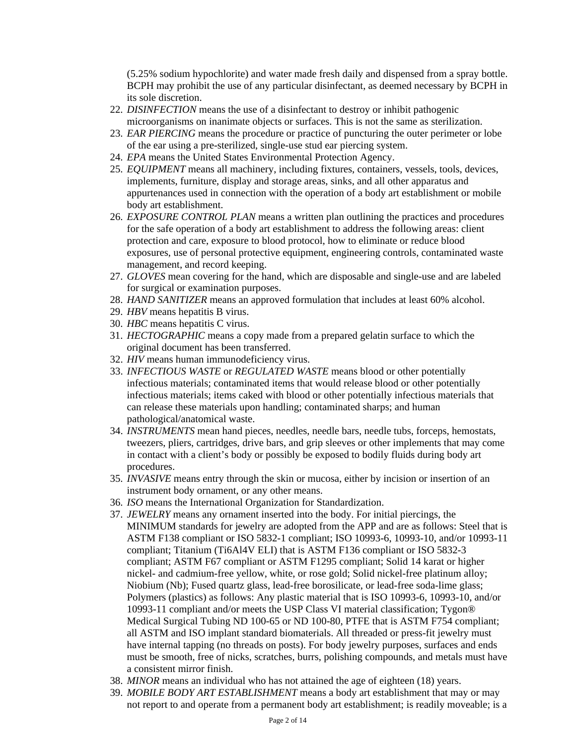(5.25% sodium hypochlorite) and water made fresh daily and dispensed from a spray bottle. BCPH may prohibit the use of any particular disinfectant, as deemed necessary by BCPH in its sole discretion.

22. *DISINFECTION* means the use of a disinfectant to destroy or inhibit pathogenic microorganisms on inanimate objects or surfaces. This is not the same as sterilization.
23. *EAR PIERCING* means the procedure or practice of puncturing the outer perimeter or lobe of the ear using a pre-sterilized, single-use stud ear piercing system.
24. *EPA* means the United States Environmental Protection Agency.
25. *EQUIPMENT* means all machinery, including fixtures, containers, vessels, tools, devices, implements, furniture, display and storage areas, sinks, and all other apparatus and appurtenances used in connection with the operation of a body art establishment or mobile body art establishment.
26. *EXPOSURE CONTROL PLAN* means a written plan outlining the practices and procedures for the safe operation of a body art establishment to address the following areas: client protection and care, exposure to blood protocol, how to eliminate or reduce blood exposures, use of personal protective equipment, engineering controls, contaminated waste management, and record keeping.
27. *GLOVES* mean covering for the hand, which are disposable and single-use and are labeled for surgical or examination purposes.
28. *HAND SANITIZER* means an approved formulation that includes at least 60% alcohol.
29. *HBV* means hepatitis B virus.
30. *HBC* means hepatitis C virus.
31. *HECTOGRAPHIC* means a copy made from a prepared gelatin surface to which the original document has been transferred.
32. *HIV* means human immunodeficiency virus.
33. *INFECTIOUS WASTE* or *REGULATED WASTE* means blood or other potentially infectious materials; contaminated items that would release blood or other potentially infectious materials; items caked with blood or other potentially infectious materials that can release these materials upon handling; contaminated sharps; and human pathological/anatomical waste.
34. *INSTRUMENTS* mean hand pieces, needles, needle bars, needle tubs, forceps, hemostats, tweezers, pliers, cartridges, drive bars, and grip sleeves or other implements that may come in contact with a client's body or possibly be exposed to bodily fluids during body art procedures.
35. *INVASIVE* means entry through the skin or mucosa, either by incision or insertion of an instrument body ornament, or any other means.
36. *ISO* means the International Organization for Standardization.
37. *JEWELRY* means any ornament inserted into the body. For initial piercings, the MINIMUM standards for jewelry are adopted from the APP and are as follows: Steel that is ASTM F138 compliant or ISO 5832-1 compliant; ISO 10993-6, 10993-10, and/or 10993-11 compliant; Titanium (Ti6Al4V ELI) that is ASTM F136 compliant or ISO 5832-3 compliant; ASTM F67 compliant or ASTM F1295 compliant; Solid 14 karat or higher nickel- and cadmium-free yellow, white, or rose gold; Solid nickel-free platinum alloy; Niobium (Nb); Fused quartz glass, lead-free borosilicate, or lead-free soda-lime glass; Polymers (plastics) as follows: Any plastic material that is ISO 10993-6, 10993-10, and/or 10993-11 compliant and/or meets the USP Class VI material classification; Tygon® Medical Surgical Tubing ND 100-65 or ND 100-80, PTFE that is ASTM F754 compliant; all ASTM and ISO implant standard biomaterials. All threaded or press-fit jewelry must have internal tapping (no threads on posts). For body jewelry purposes, surfaces and ends must be smooth, free of nicks, scratches, burrs, polishing compounds, and metals must have a consistent mirror finish.
38. *MINOR* means an individual who has not attained the age of eighteen (18) years.
39. *MOBILE BODY ART ESTABLISHMENT* means a body art establishment that may or may not report to and operate from a permanent body art establishment; is readily moveable; is a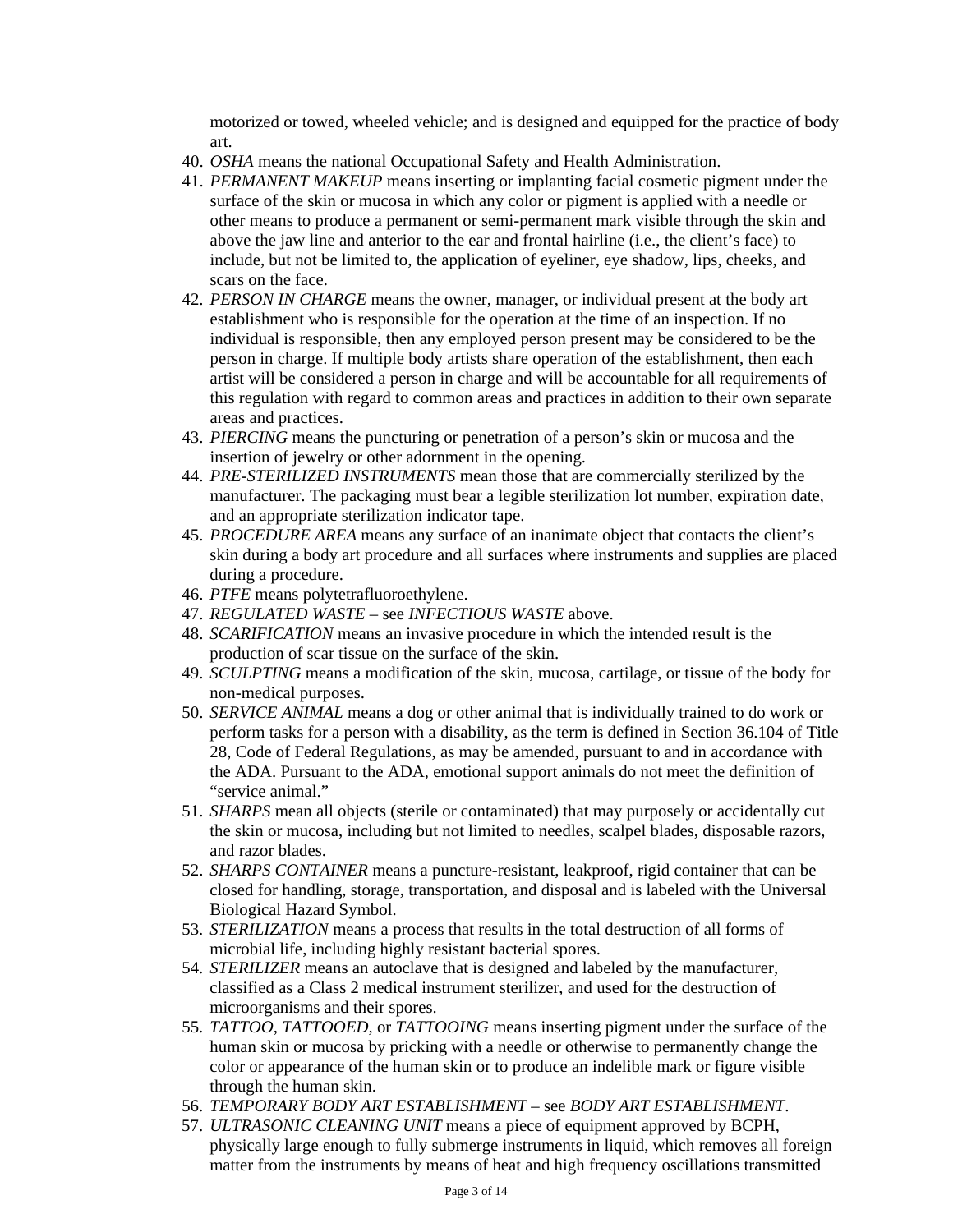motorized or towed, wheeled vehicle; and is designed and equipped for the practice of body art.

40. *OSHA* means the national Occupational Safety and Health Administration.
41. *PERMANENT MAKEUP* means inserting or implanting facial cosmetic pigment under the surface of the skin or mucosa in which any color or pigment is applied with a needle or other means to produce a permanent or semi-permanent mark visible through the skin and above the jaw line and anterior to the ear and frontal hairline (i.e., the client's face) to include, but not be limited to, the application of eyeliner, eye shadow, lips, cheeks, and scars on the face.
42. *PERSON IN CHARGE* means the owner, manager, or individual present at the body art establishment who is responsible for the operation at the time of an inspection. If no individual is responsible, then any employed person present may be considered to be the person in charge. If multiple body artists share operation of the establishment, then each artist will be considered a person in charge and will be accountable for all requirements of this regulation with regard to common areas and practices in addition to their own separate areas and practices.
43. *PIERCING* means the puncturing or penetration of a person's skin or mucosa and the insertion of jewelry or other adornment in the opening.
44. *PRE-STERILIZED INSTRUMENTS* mean those that are commercially sterilized by the manufacturer. The packaging must bear a legible sterilization lot number, expiration date, and an appropriate sterilization indicator tape.
45. *PROCEDURE AREA* means any surface of an inanimate object that contacts the client's skin during a body art procedure and all surfaces where instruments and supplies are placed during a procedure.
46. *PTFE* means polytetrafluoroethylene.
47. *REGULATED WASTE* – see *INFECTIOUS WASTE* above.
48. *SCARIFICATION* means an invasive procedure in which the intended result is the production of scar tissue on the surface of the skin.
49. *SCULPTING* means a modification of the skin, mucosa, cartilage, or tissue of the body for non-medical purposes.
50. *SERVICE ANIMAL* means a dog or other animal that is individually trained to do work or perform tasks for a person with a disability, as the term is defined in Section 36.104 of Title 28, Code of Federal Regulations, as may be amended, pursuant to and in accordance with the ADA. Pursuant to the ADA, emotional support animals do not meet the definition of "service animal."
51. *SHARPS* mean all objects (sterile or contaminated) that may purposely or accidentally cut the skin or mucosa, including but not limited to needles, scalpel blades, disposable razors, and razor blades.
52. *SHARPS CONTAINER* means a puncture-resistant, leakproof, rigid container that can be closed for handling, storage, transportation, and disposal and is labeled with the Universal Biological Hazard Symbol.
53. *STERILIZATION* means a process that results in the total destruction of all forms of microbial life, including highly resistant bacterial spores.
54. *STERILIZER* means an autoclave that is designed and labeled by the manufacturer, classified as a Class 2 medical instrument sterilizer, and used for the destruction of microorganisms and their spores.
55. *TATTOO, TATTOOED,* or *TATTOOING* means inserting pigment under the surface of the human skin or mucosa by pricking with a needle or otherwise to permanently change the color or appearance of the human skin or to produce an indelible mark or figure visible through the human skin.
56. *TEMPORARY BODY ART ESTABLISHMENT* – see *BODY ART ESTABLISHMENT*.
57. *ULTRASONIC CLEANING UNIT* means a piece of equipment approved by BCPH, physically large enough to fully submerge instruments in liquid, which removes all foreign matter from the instruments by means of heat and high frequency oscillations transmitted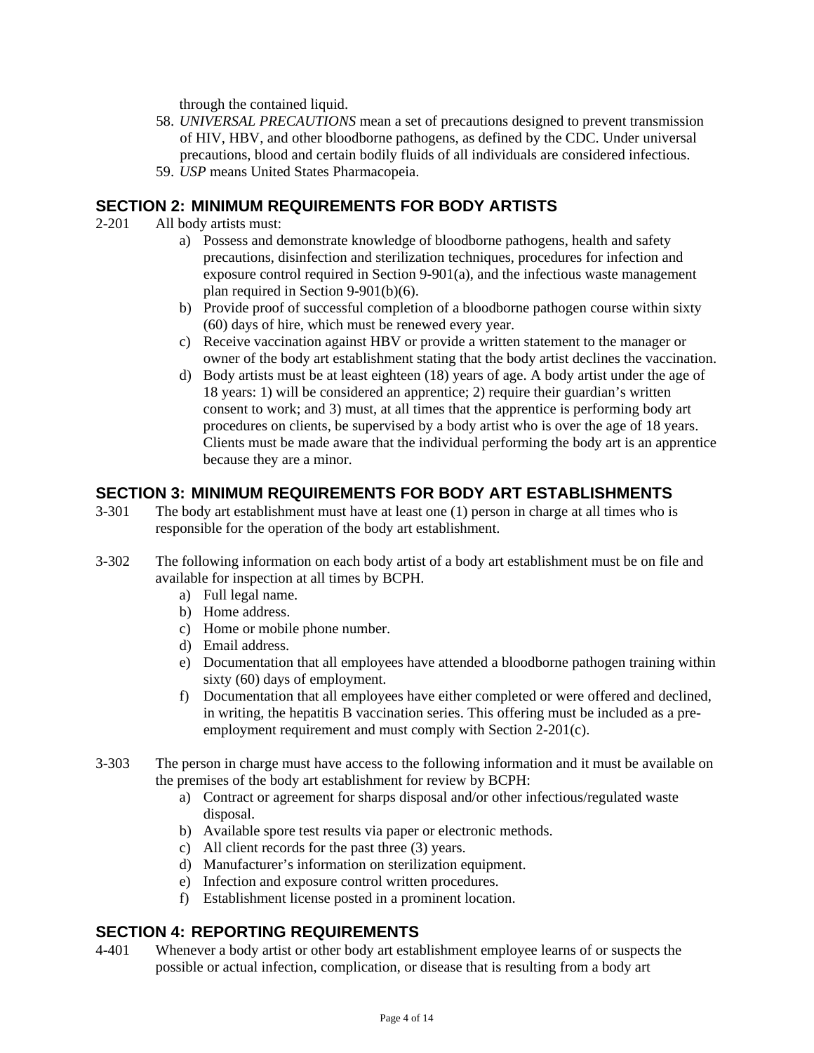through the contained liquid.

58. *UNIVERSAL PRECAUTIONS* mean a set of precautions designed to prevent transmission of HIV, HBV, and other bloodborne pathogens, as defined by the CDC. Under universal precautions, blood and certain bodily fluids of all individuals are considered infectious.
59. *USP* means United States Pharmacopeia.

## SECTION 2: MINIMUM REQUIREMENTS FOR BODY ARTISTS

2-201 All body artists must:

a) Possess and demonstrate knowledge of bloodborne pathogens, health and safety precautions, disinfection and sterilization techniques, procedures for infection and exposure control required in Section 9-901(a), and the infectious waste management plan required in Section 9-901(b)(6).
b) Provide proof of successful completion of a bloodborne pathogen course within sixty (60) days of hire, which must be renewed every year.
c) Receive vaccination against HBV or provide a written statement to the manager or owner of the body art establishment stating that the body artist declines the vaccination.
d) Body artists must be at least eighteen (18) years of age. A body artist under the age of 18 years: 1) will be considered an apprentice; 2) require their guardian's written consent to work; and 3) must, at all times that the apprentice is performing body art procedures on clients, be supervised by a body artist who is over the age of 18 years. Clients must be made aware that the individual performing the body art is an apprentice because they are a minor.

## SECTION 3: MINIMUM REQUIREMENTS FOR BODY ART ESTABLISHMENTS

3-301 The body art establishment must have at least one (1) person in charge at all times who is responsible for the operation of the body art establishment.

3-302 The following information on each body artist of a body art establishment must be on file and available for inspection at all times by BCPH.

a) Full legal name.
b) Home address.
c) Home or mobile phone number.
d) Email address.
e) Documentation that all employees have attended a bloodborne pathogen training within sixty (60) days of employment.
f) Documentation that all employees have either completed or were offered and declined, in writing, the hepatitis B vaccination series. This offering must be included as a pre-employment requirement and must comply with Section 2-201(c).

3-303 The person in charge must have access to the following information and it must be available on the premises of the body art establishment for review by BCPH:

a) Contract or agreement for sharps disposal and/or other infectious/regulated waste disposal.
b) Available spore test results via paper or electronic methods.
c) All client records for the past three (3) years.
d) Manufacturer's information on sterilization equipment.
e) Infection and exposure control written procedures.
f) Establishment license posted in a prominent location.

## SECTION 4: REPORTING REQUIREMENTS

4-401 Whenever a body artist or other body art establishment employee learns of or suspects the possible or actual infection, complication, or disease that is resulting from a body art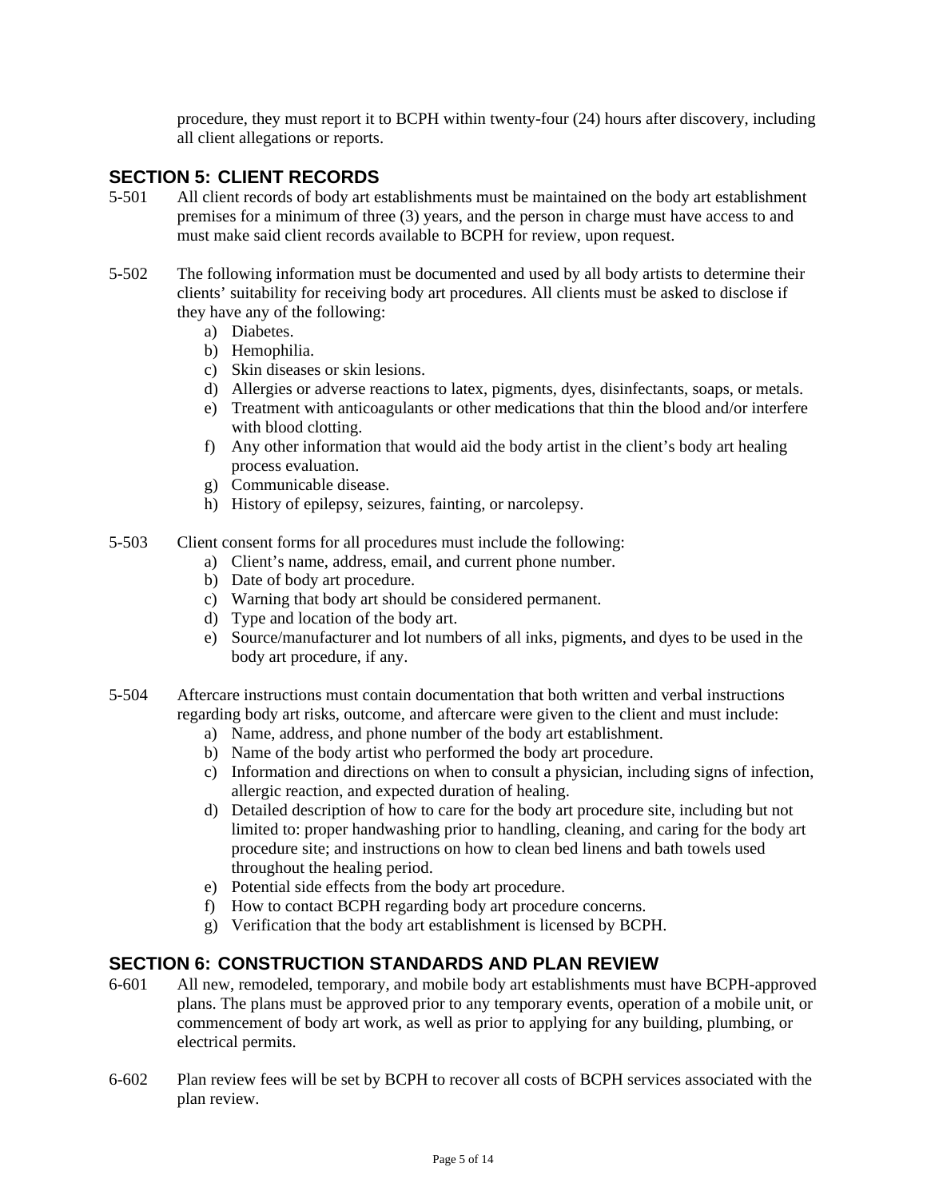procedure, they must report it to BCPH within twenty-four (24) hours after discovery, including all client allegations or reports.

## SECTION 5: CLIENT RECORDS

5-501 All client records of body art establishments must be maintained on the body art establishment premises for a minimum of three (3) years, and the person in charge must have access to and must make said client records available to BCPH for review, upon request.

5-502 The following information must be documented and used by all body artists to determine their clients' suitability for receiving body art procedures. All clients must be asked to disclose if they have any of the following:

a) Diabetes.
b) Hemophilia.
c) Skin diseases or skin lesions.
d) Allergies or adverse reactions to latex, pigments, dyes, disinfectants, soaps, or metals.
e) Treatment with anticoagulants or other medications that thin the blood and/or interfere with blood clotting.
f) Any other information that would aid the body artist in the client's body art healing process evaluation.
g) Communicable disease.
h) History of epilepsy, seizures, fainting, or narcolepsy.

5-503 Client consent forms for all procedures must include the following:

a) Client's name, address, email, and current phone number.
b) Date of body art procedure.
c) Warning that body art should be considered permanent.
d) Type and location of the body art.
e) Source/manufacturer and lot numbers of all inks, pigments, and dyes to be used in the body art procedure, if any.

5-504 Aftercare instructions must contain documentation that both written and verbal instructions regarding body art risks, outcome, and aftercare were given to the client and must include:

a) Name, address, and phone number of the body art establishment.
b) Name of the body artist who performed the body art procedure.
c) Information and directions on when to consult a physician, including signs of infection, allergic reaction, and expected duration of healing.
d) Detailed description of how to care for the body art procedure site, including but not limited to: proper handwashing prior to handling, cleaning, and caring for the body art procedure site; and instructions on how to clean bed linens and bath towels used throughout the healing period.
e) Potential side effects from the body art procedure.
f) How to contact BCPH regarding body art procedure concerns.
g) Verification that the body art establishment is licensed by BCPH.

## SECTION 6: CONSTRUCTION STANDARDS AND PLAN REVIEW

6-601 All new, remodeled, temporary, and mobile body art establishments must have BCPH-approved plans. The plans must be approved prior to any temporary events, operation of a mobile unit, or commencement of body art work, as well as prior to applying for any building, plumbing, or electrical permits.

6-602 Plan review fees will be set by BCPH to recover all costs of BCPH services associated with the plan review.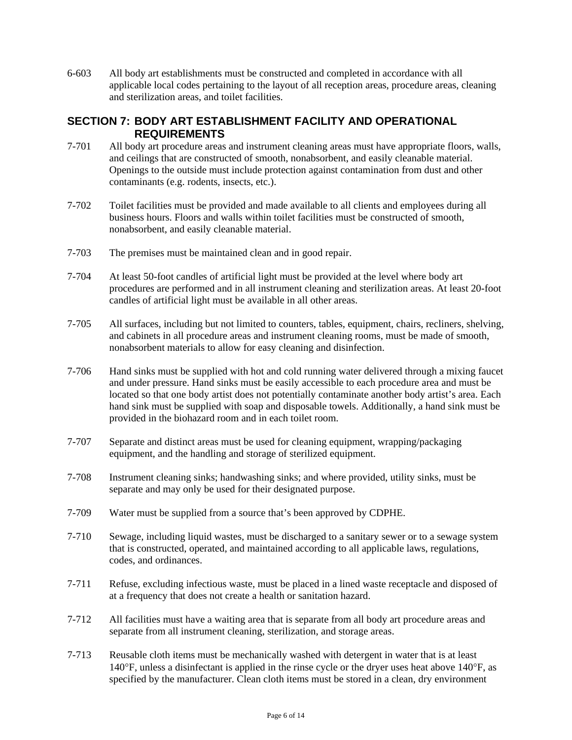6-603 All body art establishments must be constructed and completed in accordance with all applicable local codes pertaining to the layout of all reception areas, procedure areas, cleaning and sterilization areas, and toilet facilities.

## SECTION 7: BODY ART ESTABLISHMENT FACILITY AND OPERATIONAL REQUIREMENTS

7-701 All body art procedure areas and instrument cleaning areas must have appropriate floors, walls, and ceilings that are constructed of smooth, nonabsorbent, and easily cleanable material. Openings to the outside must include protection against contamination from dust and other contaminants (e.g. rodents, insects, etc.).

7-702 Toilet facilities must be provided and made available to all clients and employees during all business hours. Floors and walls within toilet facilities must be constructed of smooth, nonabsorbent, and easily cleanable material.

7-703 The premises must be maintained clean and in good repair.

7-704 At least 50-foot candles of artificial light must be provided at the level where body art procedures are performed and in all instrument cleaning and sterilization areas. At least 20-foot candles of artificial light must be available in all other areas.

7-705 All surfaces, including but not limited to counters, tables, equipment, chairs, recliners, shelving, and cabinets in all procedure areas and instrument cleaning rooms, must be made of smooth, nonabsorbent materials to allow for easy cleaning and disinfection.

7-706 Hand sinks must be supplied with hot and cold running water delivered through a mixing faucet and under pressure. Hand sinks must be easily accessible to each procedure area and must be located so that one body artist does not potentially contaminate another body artist's area. Each hand sink must be supplied with soap and disposable towels. Additionally, a hand sink must be provided in the biohazard room and in each toilet room.

7-707 Separate and distinct areas must be used for cleaning equipment, wrapping/packaging equipment, and the handling and storage of sterilized equipment.

7-708 Instrument cleaning sinks; handwashing sinks; and where provided, utility sinks, must be separate and may only be used for their designated purpose.

7-709 Water must be supplied from a source that's been approved by CDPHE.

7-710 Sewage, including liquid wastes, must be discharged to a sanitary sewer or to a sewage system that is constructed, operated, and maintained according to all applicable laws, regulations, codes, and ordinances.

7-711 Refuse, excluding infectious waste, must be placed in a lined waste receptacle and disposed of at a frequency that does not create a health or sanitation hazard.

7-712 All facilities must have a waiting area that is separate from all body art procedure areas and separate from all instrument cleaning, sterilization, and storage areas.

7-713 Reusable cloth items must be mechanically washed with detergent in water that is at least 140°F, unless a disinfectant is applied in the rinse cycle or the dryer uses heat above 140°F, as specified by the manufacturer. Clean cloth items must be stored in a clean, dry environment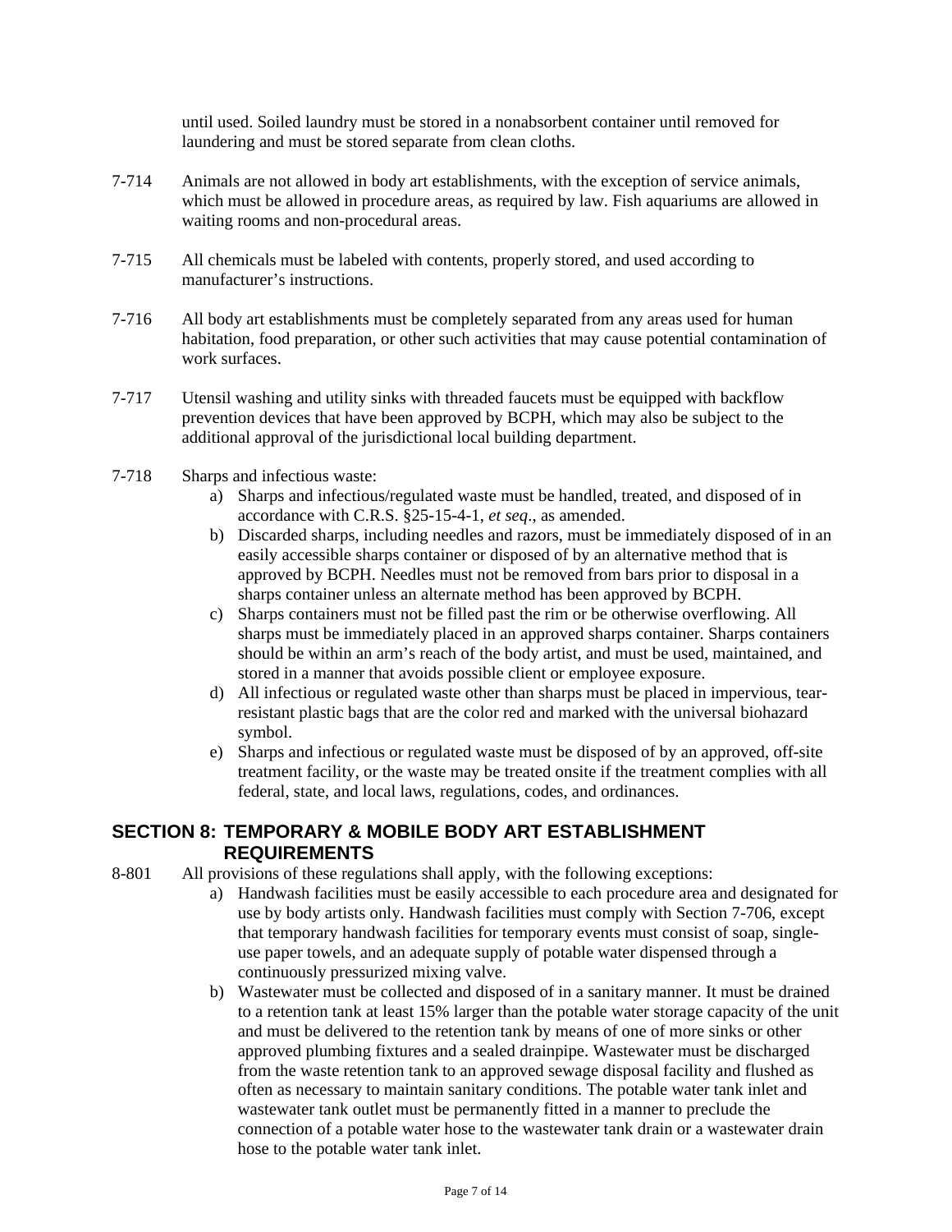until used. Soiled laundry must be stored in a nonabsorbent container until removed for laundering and must be stored separate from clean cloths.

7-714 Animals are not allowed in body art establishments, with the exception of service animals, which must be allowed in procedure areas, as required by law. Fish aquariums are allowed in waiting rooms and non-procedural areas.

7-715 All chemicals must be labeled with contents, properly stored, and used according to manufacturer's instructions.

7-716 All body art establishments must be completely separated from any areas used for human habitation, food preparation, or other such activities that may cause potential contamination of work surfaces.

7-717 Utensil washing and utility sinks with threaded faucets must be equipped with backflow prevention devices that have been approved by BCPH, which may also be subject to the additional approval of the jurisdictional local building department.

7-718 Sharps and infectious waste:

a) Sharps and infectious/regulated waste must be handled, treated, and disposed of in accordance with C.R.S. §25-15-4-1, *et seq*., as amended.
b) Discarded sharps, including needles and razors, must be immediately disposed of in an easily accessible sharps container or disposed of by an alternative method that is approved by BCPH. Needles must not be removed from bars prior to disposal in a sharps container unless an alternate method has been approved by BCPH.
c) Sharps containers must not be filled past the rim or be otherwise overflowing. All sharps must be immediately placed in an approved sharps container. Sharps containers should be within an arm's reach of the body artist, and must be used, maintained, and stored in a manner that avoids possible client or employee exposure.
d) All infectious or regulated waste other than sharps must be placed in impervious, tear-resistant plastic bags that are the color red and marked with the universal biohazard symbol.
e) Sharps and infectious or regulated waste must be disposed of by an approved, off-site treatment facility, or the waste may be treated onsite if the treatment complies with all federal, state, and local laws, regulations, codes, and ordinances.

## SECTION 8: TEMPORARY & MOBILE BODY ART ESTABLISHMENT REQUIREMENTS

8-801 All provisions of these regulations shall apply, with the following exceptions:

a) Handwash facilities must be easily accessible to each procedure area and designated for use by body artists only. Handwash facilities must comply with Section 7-706, except that temporary handwash facilities for temporary events must consist of soap, single-use paper towels, and an adequate supply of potable water dispensed through a continuously pressurized mixing valve.
b) Wastewater must be collected and disposed of in a sanitary manner. It must be drained to a retention tank at least 15% larger than the potable water storage capacity of the unit and must be delivered to the retention tank by means of one of more sinks or other approved plumbing fixtures and a sealed drainpipe. Wastewater must be discharged from the waste retention tank to an approved sewage disposal facility and flushed as often as necessary to maintain sanitary conditions. The potable water tank inlet and wastewater tank outlet must be permanently fitted in a manner to preclude the connection of a potable water hose to the wastewater tank drain or a wastewater drain hose to the potable water tank inlet.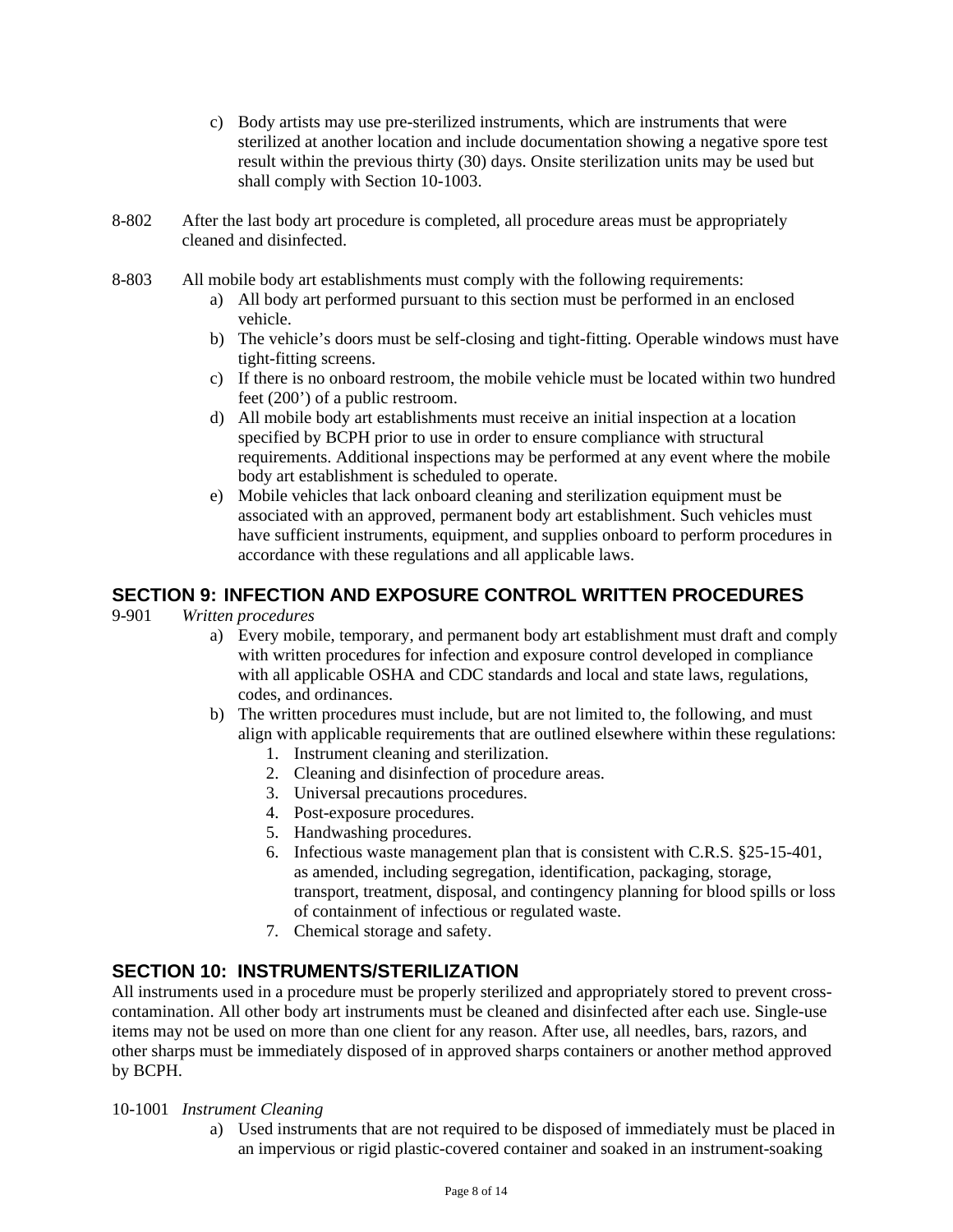c) Body artists may use pre-sterilized instruments, which are instruments that were sterilized at another location and include documentation showing a negative spore test result within the previous thirty (30) days. Onsite sterilization units may be used but shall comply with Section 10-1003.

8-802 After the last body art procedure is completed, all procedure areas must be appropriately cleaned and disinfected.

8-803 All mobile body art establishments must comply with the following requirements:

a) All body art performed pursuant to this section must be performed in an enclosed vehicle.
b) The vehicle's doors must be self-closing and tight-fitting. Operable windows must have tight-fitting screens.
c) If there is no onboard restroom, the mobile vehicle must be located within two hundred feet (200') of a public restroom.
d) All mobile body art establishments must receive an initial inspection at a location specified by BCPH prior to use in order to ensure compliance with structural requirements. Additional inspections may be performed at any event where the mobile body art establishment is scheduled to operate.
e) Mobile vehicles that lack onboard cleaning and sterilization equipment must be associated with an approved, permanent body art establishment. Such vehicles must have sufficient instruments, equipment, and supplies onboard to perform procedures in accordance with these regulations and all applicable laws.

## SECTION 9: INFECTION AND EXPOSURE CONTROL WRITTEN PROCEDURES

9-901 *Written procedures*

a) Every mobile, temporary, and permanent body art establishment must draft and comply with written procedures for infection and exposure control developed in compliance with all applicable OSHA and CDC standards and local and state laws, regulations, codes, and ordinances.
b) The written procedures must include, but are not limited to, the following, and must align with applicable requirements that are outlined elsewhere within these regulations:
   1. Instrument cleaning and sterilization.
   2. Cleaning and disinfection of procedure areas.
   3. Universal precautions procedures.
   4. Post-exposure procedures.
   5. Handwashing procedures.
   6. Infectious waste management plan that is consistent with C.R.S. §25-15-401, as amended, including segregation, identification, packaging, storage, transport, treatment, disposal, and contingency planning for blood spills or loss of containment of infectious or regulated waste.
   7. Chemical storage and safety.

## SECTION 10: INSTRUMENTS/STERILIZATION

All instruments used in a procedure must be properly sterilized and appropriately stored to prevent cross-contamination. All other body art instruments must be cleaned and disinfected after each use. Single-use items may not be used on more than one client for any reason. After use, all needles, bars, razors, and other sharps must be immediately disposed of in approved sharps containers or another method approved by BCPH.

10-1001 *Instrument Cleaning*

a) Used instruments that are not required to be disposed of immediately must be placed in an impervious or rigid plastic-covered container and soaked in an instrument-soaking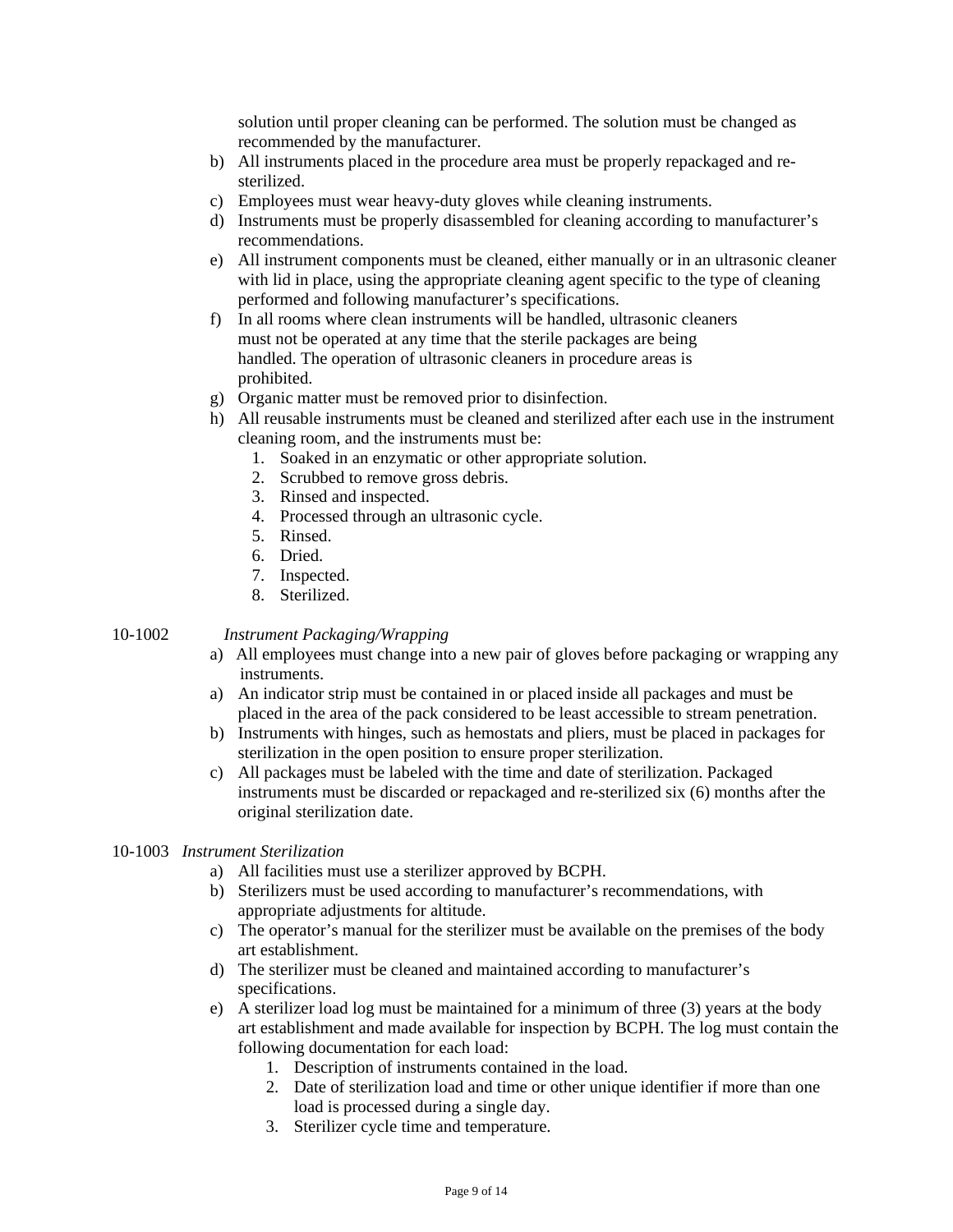solution until proper cleaning can be performed. The solution must be changed as recommended by the manufacturer.

b) All instruments placed in the procedure area must be properly repackaged and re-sterilized.
c) Employees must wear heavy-duty gloves while cleaning instruments.
d) Instruments must be properly disassembled for cleaning according to manufacturer's recommendations.
e) All instrument components must be cleaned, either manually or in an ultrasonic cleaner with lid in place, using the appropriate cleaning agent specific to the type of cleaning performed and following manufacturer's specifications.
f) In all rooms where clean instruments will be handled, ultrasonic cleaners must not be operated at any time that the sterile packages are being handled. The operation of ultrasonic cleaners in procedure areas is prohibited.
g) Organic matter must be removed prior to disinfection.
h) All reusable instruments must be cleaned and sterilized after each use in the instrument cleaning room, and the instruments must be:
    1. Soaked in an enzymatic or other appropriate solution.
    2. Scrubbed to remove gross debris.
    3. Rinsed and inspected.
    4. Processed through an ultrasonic cycle.
    5. Rinsed.
    6. Dried.
    7. Inspected.
    8. Sterilized.

10-1002 *Instrument Packaging/Wrapping*

a) All employees must change into a new pair of gloves before packaging or wrapping any instruments.
a) An indicator strip must be contained in or placed inside all packages and must be placed in the area of the pack considered to be least accessible to stream penetration.
b) Instruments with hinges, such as hemostats and pliers, must be placed in packages for sterilization in the open position to ensure proper sterilization.
c) All packages must be labeled with the time and date of sterilization. Packaged instruments must be discarded or repackaged and re-sterilized six (6) months after the original sterilization date.

10-1003 *Instrument Sterilization*

a) All facilities must use a sterilizer approved by BCPH.
b) Sterilizers must be used according to manufacturer's recommendations, with appropriate adjustments for altitude.
c) The operator's manual for the sterilizer must be available on the premises of the body art establishment.
d) The sterilizer must be cleaned and maintained according to manufacturer's specifications.
e) A sterilizer load log must be maintained for a minimum of three (3) years at the body art establishment and made available for inspection by BCPH. The log must contain the following documentation for each load:
    1. Description of instruments contained in the load.
    2. Date of sterilization load and time or other unique identifier if more than one load is processed during a single day.
    3. Sterilizer cycle time and temperature.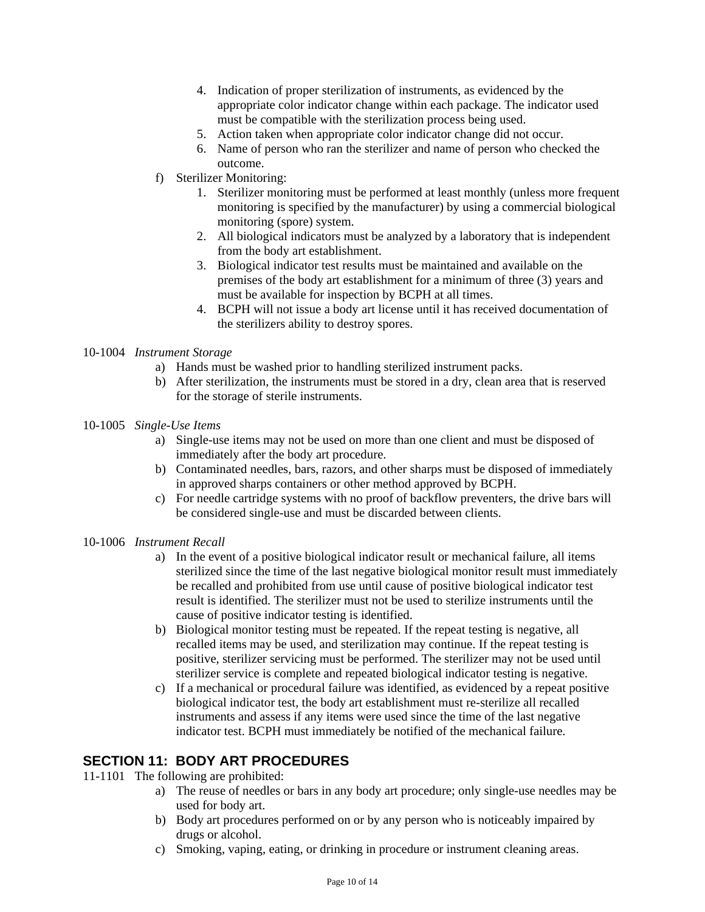4. Indication of proper sterilization of instruments, as evidenced by the appropriate color indicator change within each package. The indicator used must be compatible with the sterilization process being used.
5. Action taken when appropriate color indicator change did not occur.
6. Name of person who ran the sterilizer and name of person who checked the outcome.

f) Sterilizer Monitoring:

1. Sterilizer monitoring must be performed at least monthly (unless more frequent monitoring is specified by the manufacturer) by using a commercial biological monitoring (spore) system.
2. All biological indicators must be analyzed by a laboratory that is independent from the body art establishment.
3. Biological indicator test results must be maintained and available on the premises of the body art establishment for a minimum of three (3) years and must be available for inspection by BCPH at all times.
4. BCPH will not issue a body art license until it has received documentation of the sterilizers ability to destroy spores.

10-1004 *Instrument Storage*

a) Hands must be washed prior to handling sterilized instrument packs.

b) After sterilization, the instruments must be stored in a dry, clean area that is reserved for the storage of sterile instruments.

10-1005 *Single-Use Items*

a) Single-use items may not be used on more than one client and must be disposed of immediately after the body art procedure.

b) Contaminated needles, bars, razors, and other sharps must be disposed of immediately in approved sharps containers or other method approved by BCPH.

c) For needle cartridge systems with no proof of backflow preventers, the drive bars will be considered single-use and must be discarded between clients.

10-1006 *Instrument Recall*

a) In the event of a positive biological indicator result or mechanical failure, all items sterilized since the time of the last negative biological monitor result must immediately be recalled and prohibited from use until cause of positive biological indicator test result is identified. The sterilizer must not be used to sterilize instruments until the cause of positive indicator testing is identified.

b) Biological monitor testing must be repeated. If the repeat testing is negative, all recalled items may be used, and sterilization may continue. If the repeat testing is positive, sterilizer servicing must be performed. The sterilizer may not be used until sterilizer service is complete and repeated biological indicator testing is negative.

c) If a mechanical or procedural failure was identified, as evidenced by a repeat positive biological indicator test, the body art establishment must re-sterilize all recalled instruments and assess if any items were used since the time of the last negative indicator test. BCPH must immediately be notified of the mechanical failure.

## SECTION 11: BODY ART PROCEDURES

11-1101 The following are prohibited:

a) The reuse of needles or bars in any body art procedure; only single-use needles may be used for body art.

b) Body art procedures performed on or by any person who is noticeably impaired by drugs or alcohol.

c) Smoking, vaping, eating, or drinking in procedure or instrument cleaning areas.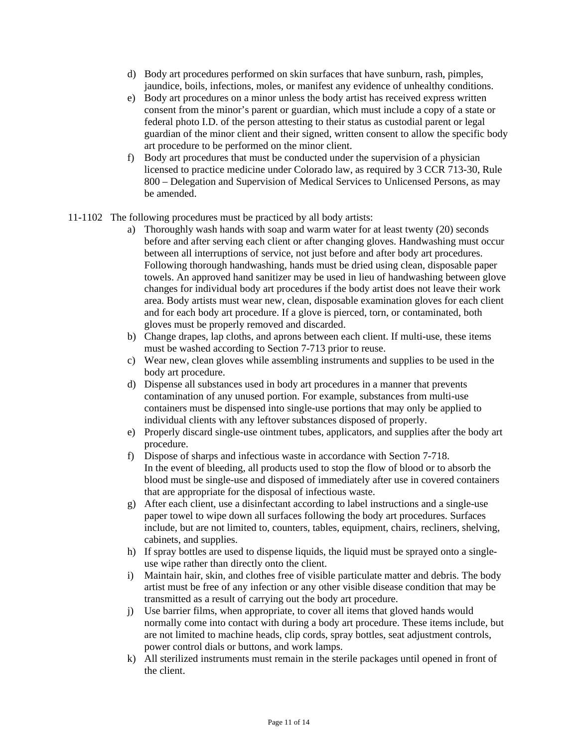d) Body art procedures performed on skin surfaces that have sunburn, rash, pimples, jaundice, boils, infections, moles, or manifest any evidence of unhealthy conditions.
e) Body art procedures on a minor unless the body artist has received express written consent from the minor's parent or guardian, which must include a copy of a state or federal photo I.D. of the person attesting to their status as custodial parent or legal guardian of the minor client and their signed, written consent to allow the specific body art procedure to be performed on the minor client.
f) Body art procedures that must be conducted under the supervision of a physician licensed to practice medicine under Colorado law, as required by 3 CCR 713-30, Rule 800 – Delegation and Supervision of Medical Services to Unlicensed Persons, as may be amended.

11-1102 The following procedures must be practiced by all body artists:

a) Thoroughly wash hands with soap and warm water for at least twenty (20) seconds before and after serving each client or after changing gloves. Handwashing must occur between all interruptions of service, not just before and after body art procedures. Following thorough handwashing, hands must be dried using clean, disposable paper towels. An approved hand sanitizer may be used in lieu of handwashing between glove changes for individual body art procedures if the body artist does not leave their work area. Body artists must wear new, clean, disposable examination gloves for each client and for each body art procedure. If a glove is pierced, torn, or contaminated, both gloves must be properly removed and discarded.
b) Change drapes, lap cloths, and aprons between each client. If multi-use, these items must be washed according to Section 7-713 prior to reuse.
c) Wear new, clean gloves while assembling instruments and supplies to be used in the body art procedure.
d) Dispense all substances used in body art procedures in a manner that prevents contamination of any unused portion. For example, substances from multi-use containers must be dispensed into single-use portions that may only be applied to individual clients with any leftover substances disposed of properly.
e) Properly discard single-use ointment tubes, applicators, and supplies after the body art procedure.
f) Dispose of sharps and infectious waste in accordance with Section 7-718. In the event of bleeding, all products used to stop the flow of blood or to absorb the blood must be single-use and disposed of immediately after use in covered containers that are appropriate for the disposal of infectious waste.
g) After each client, use a disinfectant according to label instructions and a single-use paper towel to wipe down all surfaces following the body art procedures. Surfaces include, but are not limited to, counters, tables, equipment, chairs, recliners, shelving, cabinets, and supplies.
h) If spray bottles are used to dispense liquids, the liquid must be sprayed onto a single-use wipe rather than directly onto the client.
i) Maintain hair, skin, and clothes free of visible particulate matter and debris. The body artist must be free of any infection or any other visible disease condition that may be transmitted as a result of carrying out the body art procedure.
j) Use barrier films, when appropriate, to cover all items that gloved hands would normally come into contact with during a body art procedure. These items include, but are not limited to machine heads, clip cords, spray bottles, seat adjustment controls, power control dials or buttons, and work lamps.
k) All sterilized instruments must remain in the sterile packages until opened in front of the client.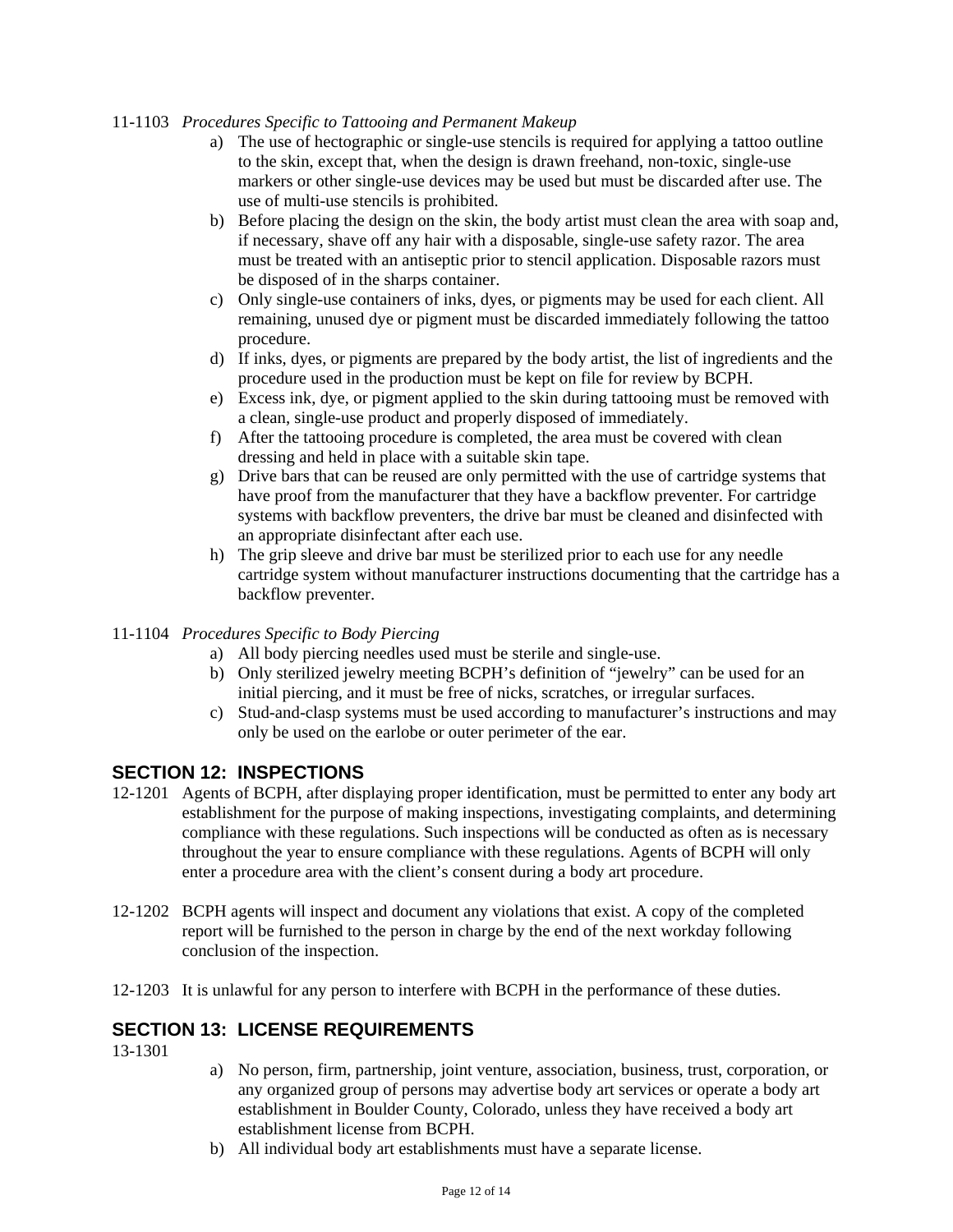11-1103 *Procedures Specific to Tattooing and Permanent Makeup*

a) The use of hectographic or single-use stencils is required for applying a tattoo outline to the skin, except that, when the design is drawn freehand, non-toxic, single-use markers or other single-use devices may be used but must be discarded after use. The use of multi-use stencils is prohibited.
b) Before placing the design on the skin, the body artist must clean the area with soap and, if necessary, shave off any hair with a disposable, single-use safety razor. The area must be treated with an antiseptic prior to stencil application. Disposable razors must be disposed of in the sharps container.
c) Only single-use containers of inks, dyes, or pigments may be used for each client. All remaining, unused dye or pigment must be discarded immediately following the tattoo procedure.
d) If inks, dyes, or pigments are prepared by the body artist, the list of ingredients and the procedure used in the production must be kept on file for review by BCPH.
e) Excess ink, dye, or pigment applied to the skin during tattooing must be removed with a clean, single-use product and properly disposed of immediately.
f) After the tattooing procedure is completed, the area must be covered with clean dressing and held in place with a suitable skin tape.
g) Drive bars that can be reused are only permitted with the use of cartridge systems that have proof from the manufacturer that they have a backflow preventer. For cartridge systems with backflow preventers, the drive bar must be cleaned and disinfected with an appropriate disinfectant after each use.
h) The grip sleeve and drive bar must be sterilized prior to each use for any needle cartridge system without manufacturer instructions documenting that the cartridge has a backflow preventer.

11-1104 *Procedures Specific to Body Piercing*

a) All body piercing needles used must be sterile and single-use.
b) Only sterilized jewelry meeting BCPH's definition of "jewelry" can be used for an initial piercing, and it must be free of nicks, scratches, or irregular surfaces.
c) Stud-and-clasp systems must be used according to manufacturer's instructions and may only be used on the earlobe or outer perimeter of the ear.

## SECTION 12: INSPECTIONS

12-1201 Agents of BCPH, after displaying proper identification, must be permitted to enter any body art establishment for the purpose of making inspections, investigating complaints, and determining compliance with these regulations. Such inspections will be conducted as often as is necessary throughout the year to ensure compliance with these regulations. Agents of BCPH will only enter a procedure area with the client's consent during a body art procedure.

12-1202 BCPH agents will inspect and document any violations that exist. A copy of the completed report will be furnished to the person in charge by the end of the next workday following conclusion of the inspection.

12-1203 It is unlawful for any person to interfere with BCPH in the performance of these duties.

## SECTION 13: LICENSE REQUIREMENTS

13-1301

a) No person, firm, partnership, joint venture, association, business, trust, corporation, or any organized group of persons may advertise body art services or operate a body art establishment in Boulder County, Colorado, unless they have received a body art establishment license from BCPH.
b) All individual body art establishments must have a separate license.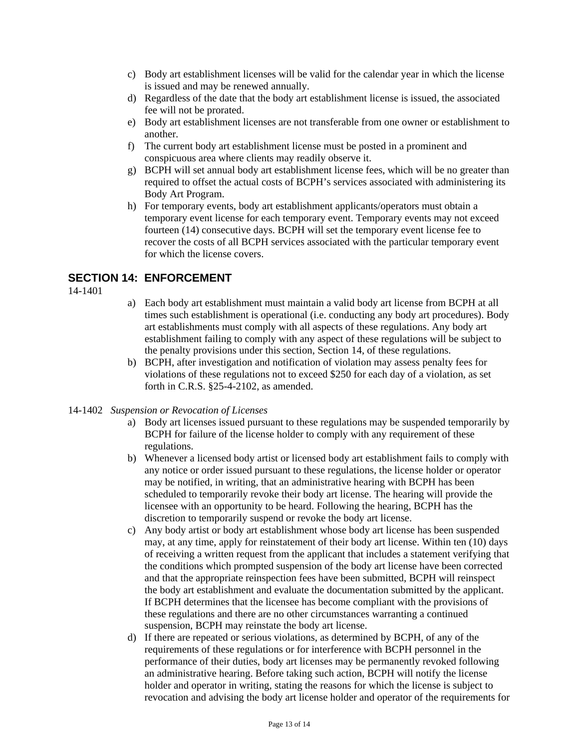c) Body art establishment licenses will be valid for the calendar year in which the license is issued and may be renewed annually.
d) Regardless of the date that the body art establishment license is issued, the associated fee will not be prorated.
e) Body art establishment licenses are not transferable from one owner or establishment to another.
f) The current body art establishment license must be posted in a prominent and conspicuous area where clients may readily observe it.
g) BCPH will set annual body art establishment license fees, which will be no greater than required to offset the actual costs of BCPH's services associated with administering its Body Art Program.
h) For temporary events, body art establishment applicants/operators must obtain a temporary event license for each temporary event. Temporary events may not exceed fourteen (14) consecutive days. BCPH will set the temporary event license fee to recover the costs of all BCPH services associated with the particular temporary event for which the license covers.

## SECTION 14: ENFORCEMENT

14-1401

a) Each body art establishment must maintain a valid body art license from BCPH at all times such establishment is operational (i.e. conducting any body art procedures). Body art establishments must comply with all aspects of these regulations. Any body art establishment failing to comply with any aspect of these regulations will be subject to the penalty provisions under this section, Section 14, of these regulations.
b) BCPH, after investigation and notification of violation may assess penalty fees for violations of these regulations not to exceed $250 for each day of a violation, as set forth in C.R.S. §25-4-2102, as amended.

14-1402 *Suspension or Revocation of Licenses*

a) Body art licenses issued pursuant to these regulations may be suspended temporarily by BCPH for failure of the license holder to comply with any requirement of these regulations.
b) Whenever a licensed body artist or licensed body art establishment fails to comply with any notice or order issued pursuant to these regulations, the license holder or operator may be notified, in writing, that an administrative hearing with BCPH has been scheduled to temporarily revoke their body art license. The hearing will provide the licensee with an opportunity to be heard. Following the hearing, BCPH has the discretion to temporarily suspend or revoke the body art license.
c) Any body artist or body art establishment whose body art license has been suspended may, at any time, apply for reinstatement of their body art license. Within ten (10) days of receiving a written request from the applicant that includes a statement verifying that the conditions which prompted suspension of the body art license have been corrected and that the appropriate reinspection fees have been submitted, BCPH will reinspect the body art establishment and evaluate the documentation submitted by the applicant. If BCPH determines that the licensee has become compliant with the provisions of these regulations and there are no other circumstances warranting a continued suspension, BCPH may reinstate the body art license.
d) If there are repeated or serious violations, as determined by BCPH, of any of the requirements of these regulations or for interference with BCPH personnel in the performance of their duties, body art licenses may be permanently revoked following an administrative hearing. Before taking such action, BCPH will notify the license holder and operator in writing, stating the reasons for which the license is subject to revocation and advising the body art license holder and operator of the requirements for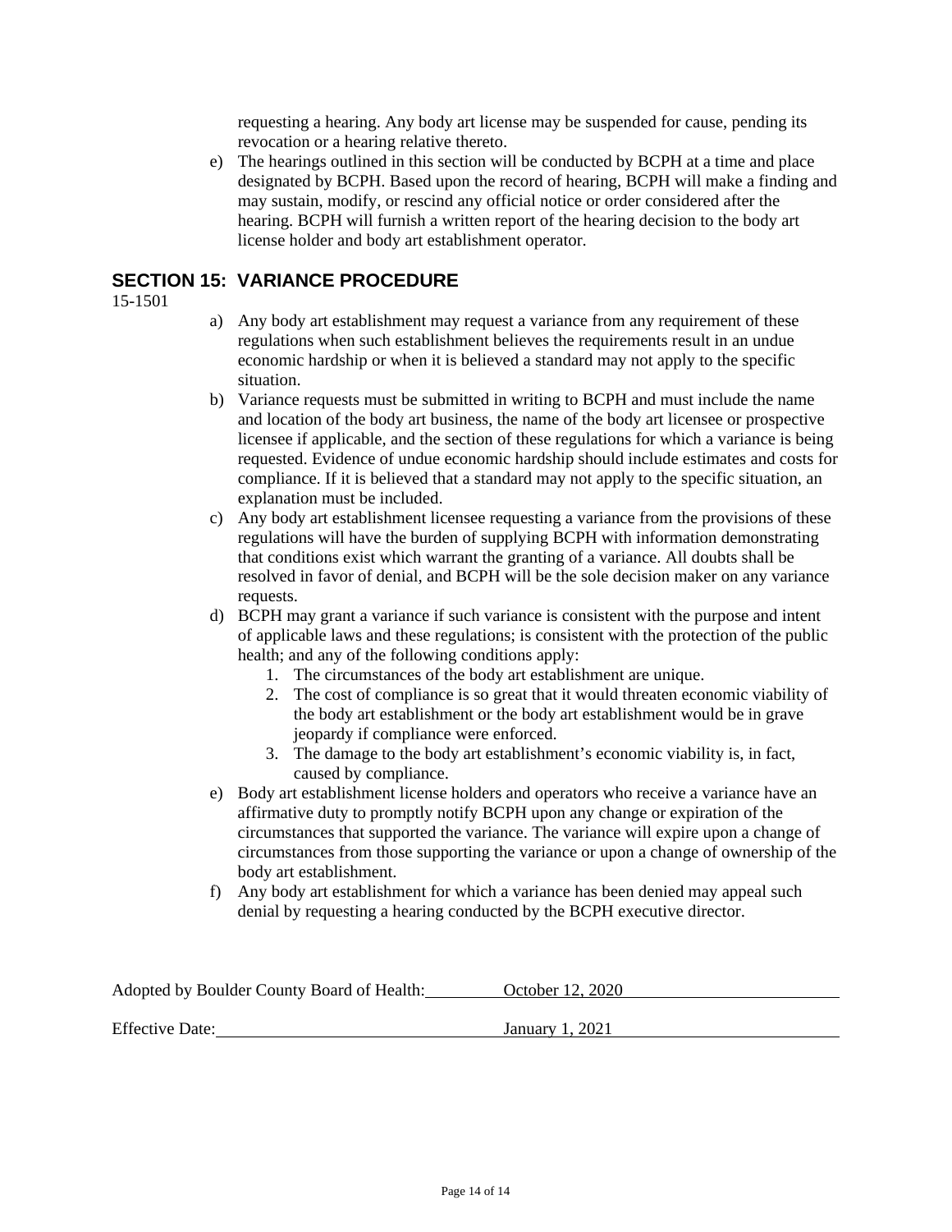requesting a hearing. Any body art license may be suspended for cause, pending its revocation or a hearing relative thereto.

e) The hearings outlined in this section will be conducted by BCPH at a time and place designated by BCPH. Based upon the record of hearing, BCPH will make a finding and may sustain, modify, or rescind any official notice or order considered after the hearing. BCPH will furnish a written report of the hearing decision to the body art license holder and body art establishment operator.

## SECTION 15: VARIANCE PROCEDURE

15-1501

a) Any body art establishment may request a variance from any requirement of these regulations when such establishment believes the requirements result in an undue economic hardship or when it is believed a standard may not apply to the specific situation.

b) Variance requests must be submitted in writing to BCPH and must include the name and location of the body art business, the name of the body art licensee or prospective licensee if applicable, and the section of these regulations for which a variance is being requested. Evidence of undue economic hardship should include estimates and costs for compliance. If it is believed that a standard may not apply to the specific situation, an explanation must be included.

c) Any body art establishment licensee requesting a variance from the provisions of these regulations will have the burden of supplying BCPH with information demonstrating that conditions exist which warrant the granting of a variance. All doubts shall be resolved in favor of denial, and BCPH will be the sole decision maker on any variance requests.

d) BCPH may grant a variance if such variance is consistent with the purpose and intent of applicable laws and these regulations; is consistent with the protection of the public health; and any of the following conditions apply:
    1. The circumstances of the body art establishment are unique.
    2. The cost of compliance is so great that it would threaten economic viability of the body art establishment or the body art establishment would be in grave jeopardy if compliance were enforced.
    3. The damage to the body art establishment's economic viability is, in fact, caused by compliance.

e) Body art establishment license holders and operators who receive a variance have an affirmative duty to promptly notify BCPH upon any change or expiration of the circumstances that supported the variance. The variance will expire upon a change of circumstances from those supporting the variance or upon a change of ownership of the body art establishment.

f) Any body art establishment for which a variance has been denied may appeal such denial by requesting a hearing conducted by the BCPH executive director.

Adopted by Boulder County Board of Health: October 12, 2020

Effective Date: January 1, 2021